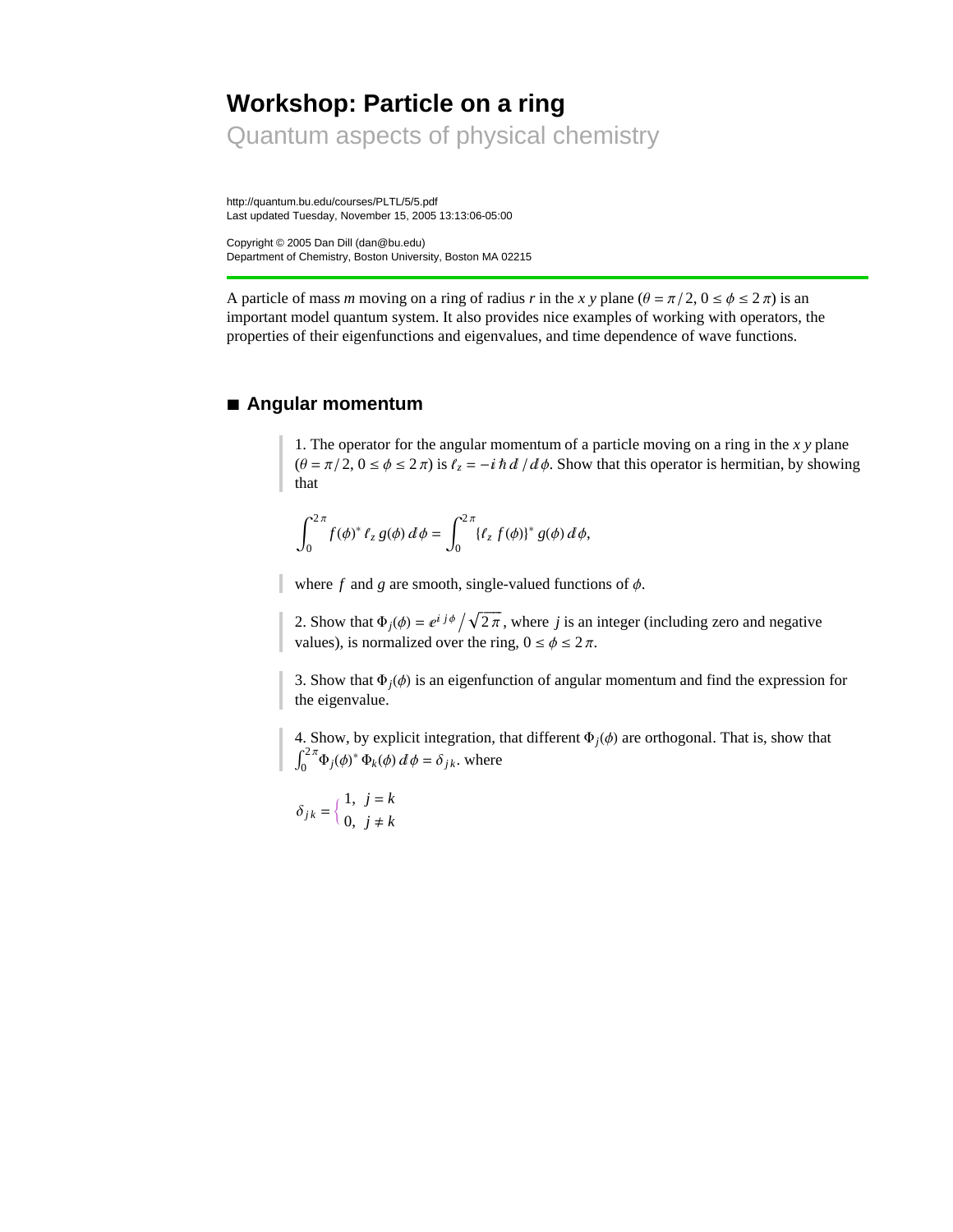# Workshop: Particle on a ring

## Quantum aspects of physical chemistry

http://quantum.bu.edu/courses/PLTL/5/5.pdf
Last updated Tuesday, November 15, 2005 13:13:06-05:00

Copyright © 2005 Dan Dill (dan@bu.edu)
Department of Chemistry, Boston University, Boston MA 02215

---

A particle of mass *m* moving on a ring of radius *r* in the *x y* plane ($\theta = \pi/2$, $0 \le \phi \le 2\pi$) is an important model quantum system. It also provides nice examples of working with operators, the properties of their eigenfunctions and eigenvalues, and time dependence of wave functions.

## ■ Angular momentum

> 1. The operator for the angular momentum of a particle moving on a ring in the *x y* plane ($\theta = \pi/2$, $0 \le \phi \le 2\pi$) is $\ell_z = -i\hbar\, d/d\phi$. Show that this operator is hermitian, by showing that

$$\int_0^{2\pi} f(\phi)^* \,\ell_z\, g(\phi)\, d\phi = \int_0^{2\pi} \{\ell_z\, f(\phi)\}^* \, g(\phi)\, d\phi,$$

> where $f$ and $g$ are smooth, single-valued functions of $\phi$.

> 2. Show that $\Phi_j(\phi) = e^{i j \phi} \big/ \sqrt{2\pi}$, where $j$ is an integer (including zero and negative values), is normalized over the ring, $0 \le \phi \le 2\pi$.

> 3. Show that $\Phi_j(\phi)$ is an eigenfunction of angular momentum and find the expression for the eigenvalue.

> 4. Show, by explicit integration, that different $\Phi_j(\phi)$ are orthogonal. That is, show that $\int_0^{2\pi} \Phi_j(\phi)^* \,\Phi_k(\phi)\, d\phi = \delta_{jk}$. where

$$\delta_{jk} = \begin{cases} 1, & j = k \\ 0, & j \neq k \end{cases}$$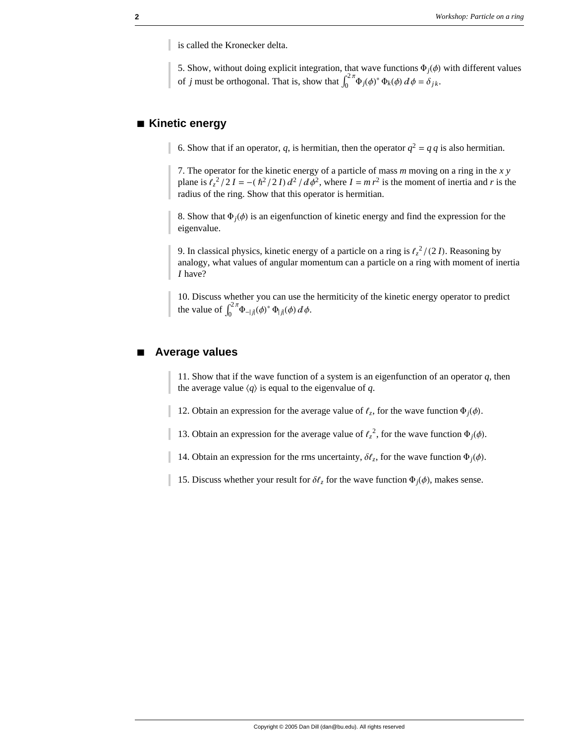is called the Kronecker delta.

5. Show, without doing explicit integration, that wave functions $\Phi_j(\phi)$ with different values of $j$ must be orthogonal. That is, show that $\int_0^{2\pi} \Phi_j(\phi)^* \, \Phi_k(\phi) \, d\phi = \delta_{jk}$.

## ■ Kinetic energy

6. Show that if an operator, $q$, is hermitian, then the operator $q^2 = q\,q$ is also hermitian.

7. The operator for the kinetic energy of a particle of mass $m$ moving on a ring in the $x\,y$ plane is $\ell_z{}^2 / 2\,I = -(\hbar^2 / 2\,I)\, d^2 / d\phi^2$, where $I = m\,r^2$ is the moment of inertia and $r$ is the radius of the ring. Show that this operator is hermitian.

8. Show that $\Phi_j(\phi)$ is an eigenfunction of kinetic energy and find the expression for the eigenvalue.

9. In classical physics, kinetic energy of a particle on a ring is $\ell_z{}^2 / (2\,I)$. Reasoning by analogy, what values of angular momentum can a particle on a ring with moment of inertia $I$ have?

10. Discuss whether you can use the hermiticity of the kinetic energy operator to predict the value of $\int_0^{2\pi} \Phi_{-|j|}(\phi)^* \, \Phi_{|j|}(\phi) \, d\phi$.

## ■ Average values

11. Show that if the wave function of a system is an eigenfunction of an operator $q$, then the average value $\langle q \rangle$ is equal to the eigenvalue of $q$.

12. Obtain an expression for the average value of $\ell_z$, for the wave function $\Phi_j(\phi)$.

13. Obtain an expression for the average value of $\ell_z{}^2$, for the wave function $\Phi_j(\phi)$.

14. Obtain an expression for the rms uncertainty, $\delta\ell_z$, for the wave function $\Phi_j(\phi)$.

15. Discuss whether your result for $\delta\ell_z$ for the wave function $\Phi_j(\phi)$, makes sense.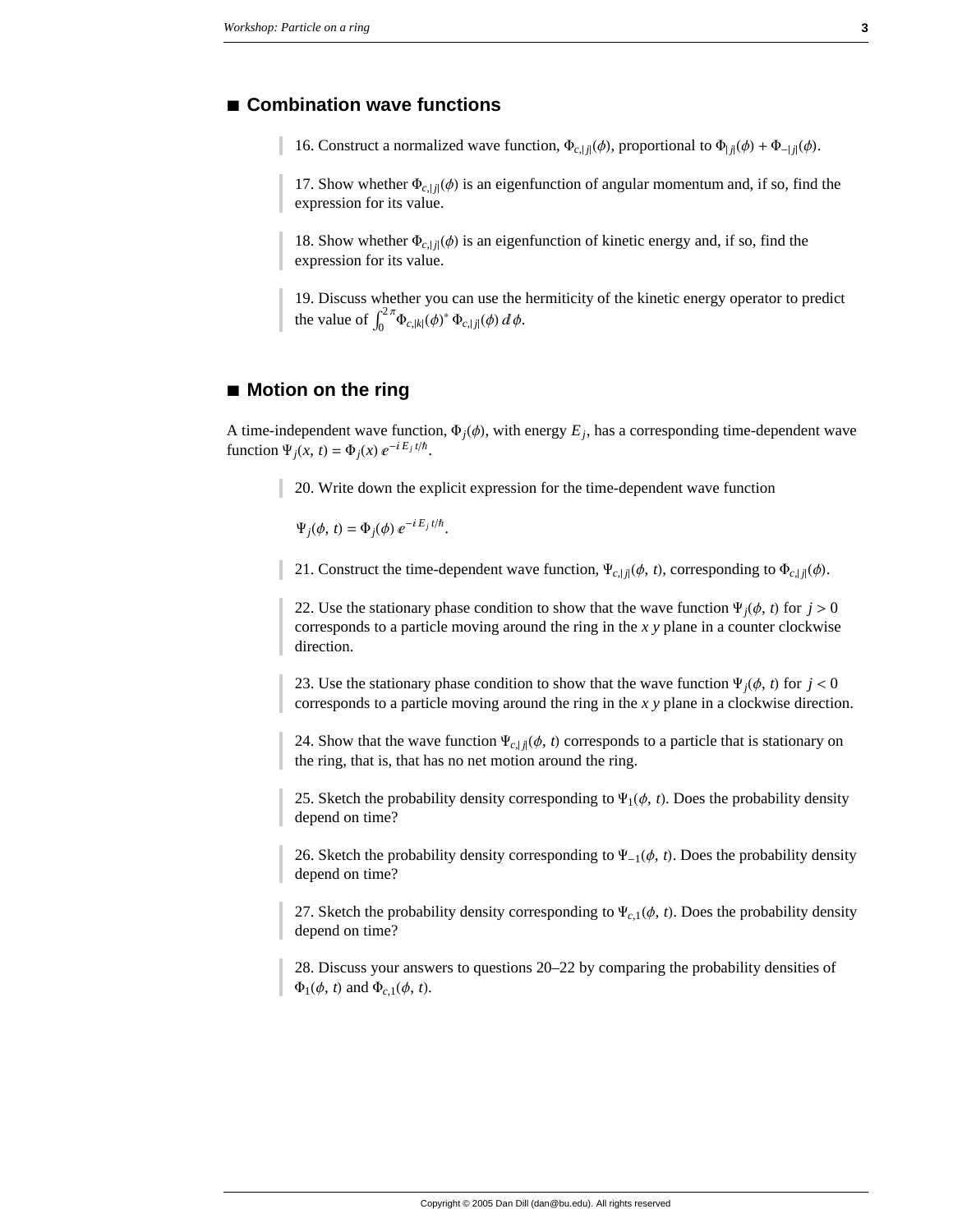## ■ Combination wave functions

16. Construct a normalized wave function, $\Phi_{c,|j|}(\phi)$, proportional to $\Phi_{|j|}(\phi) + \Phi_{-|j|}(\phi)$.

17. Show whether $\Phi_{c,|j|}(\phi)$ is an eigenfunction of angular momentum and, if so, find the expression for its value.

18. Show whether $\Phi_{c,|j|}(\phi)$ is an eigenfunction of kinetic energy and, if so, find the expression for its value.

19. Discuss whether you can use the hermiticity of the kinetic energy operator to predict the value of $\int_0^{2\pi} \Phi_{c,|k|}(\phi)^* \, \Phi_{c,|j|}(\phi) \, d\phi$.

## ■ Motion on the ring

A time-independent wave function, $\Phi_j(\phi)$, with energy $E_j$, has a corresponding time-dependent wave function $\Psi_j(x, t) = \Phi_j(x) \, e^{-i E_j t/\hbar}$.

20. Write down the explicit expression for the time-dependent wave function

$$\Psi_j(\phi, t) = \Phi_j(\phi) \, e^{-i E_j t/\hbar}.$$

21. Construct the time-dependent wave function, $\Psi_{c,|j|}(\phi, t)$, corresponding to $\Phi_{c,|j|}(\phi)$.

22. Use the stationary phase condition to show that the wave function $\Psi_j(\phi, t)$ for $j > 0$ corresponds to a particle moving around the ring in the $x\,y$ plane in a counter clockwise direction.

23. Use the stationary phase condition to show that the wave function $\Psi_j(\phi, t)$ for $j < 0$ corresponds to a particle moving around the ring in the $x\,y$ plane in a clockwise direction.

24. Show that the wave function $\Psi_{c,|j|}(\phi, t)$ corresponds to a particle that is stationary on the ring, that is, that has no net motion around the ring.

25. Sketch the probability density corresponding to $\Psi_1(\phi, t)$. Does the probability density depend on time?

26. Sketch the probability density corresponding to $\Psi_{-1}(\phi, t)$. Does the probability density depend on time?

27. Sketch the probability density corresponding to $\Psi_{c,1}(\phi, t)$. Does the probability density depend on time?

28. Discuss your answers to questions 20–22 by comparing the probability densities of $\Phi_1(\phi, t)$ and $\Phi_{c,1}(\phi, t)$.

Copyright © 2005 Dan Dill (dan@bu.edu). All rights reserved